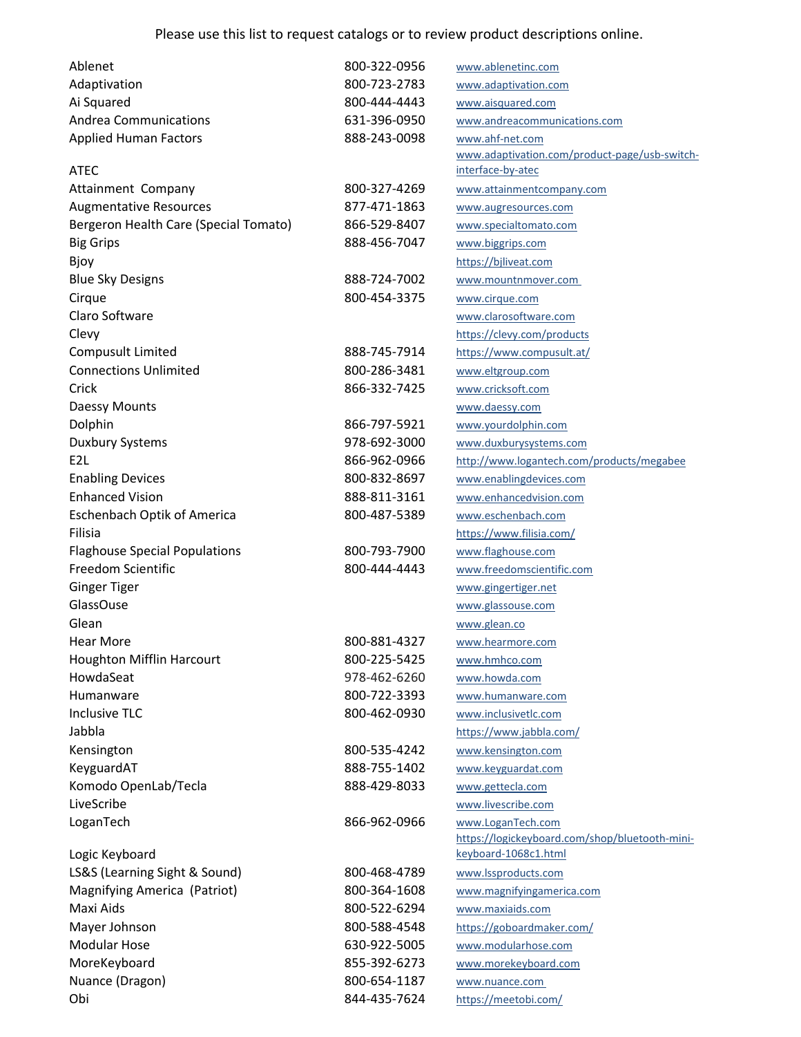Please use this list to request catalogs or to review product descriptions online.

| | | |
|---|---|---|
| Ablenet | 800-322-0956 | www.ablenetinc.com |
| Adaptivation | 800-723-2783 | www.adaptivation.com |
| Ai Squared | 800-444-4443 | www.aisquared.com |
| Andrea Communications | 631-396-0950 | www.andreacommunications.com |
| Applied Human Factors | 888-243-0098 | www.ahf-net.com |
| ATEC | | www.adaptivation.com/product-page/usb-switch-interface-by-atec |
| Attainment Company | 800-327-4269 | www.attainmentcompany.com |
| Augmentative Resources | 877-471-1863 | www.augresources.com |
| Bergeron Health Care (Special Tomato) | 866-529-8407 | www.specialtomato.com |
| Big Grips | 888-456-7047 | www.biggrips.com |
| Bjoy | | https://bjliveat.com |
| Blue Sky Designs | 888-724-7002 | www.mountnmover.com |
| Cirque | 800-454-3375 | www.cirque.com |
| Claro Software | | www.clarosoftware.com |
| Clevy | | https://clevy.com/products |
| Compusult Limited | 888-745-7914 | https://www.compusult.at/ |
| Connections Unlimited | 800-286-3481 | www.eltgroup.com |
| Crick | 866-332-7425 | www.cricksoft.com |
| Daessy Mounts | | www.daessy.com |
| Dolphin | 866-797-5921 | www.yourdolphin.com |
| Duxbury Systems | 978-692-3000 | www.duxburysystems.com |
| E2L | 866-962-0966 | http://www.logantech.com/products/megabee |
| Enabling Devices | 800-832-8697 | www.enablingdevices.com |
| Enhanced Vision | 888-811-3161 | www.enhancedvision.com |
| Eschenbach Optik of America | 800-487-5389 | www.eschenbach.com |
| Filisia | | https://www.filisia.com/ |
| Flaghouse Special Populations | 800-793-7900 | www.flaghouse.com |
| Freedom Scientific | 800-444-4443 | www.freedomscientific.com |
| Ginger Tiger | | www.gingertiger.net |
| GlassOuse | | www.glassouse.com |
| Glean | | www.glean.co |
| Hear More | 800-881-4327 | www.hearmore.com |
| Houghton Mifflin Harcourt | 800-225-5425 | www.hmhco.com |
| HowdaSeat | 978-462-6260 | www.howda.com |
| Humanware | 800-722-3393 | www.humanware.com |
| Inclusive TLC | 800-462-0930 | www.inclusivetlc.com |
| Jabbla | | https://www.jabbla.com/ |
| Kensington | 800-535-4242 | www.kensington.com |
| KeyguardAT | 888-755-1402 | www.keyguardat.com |
| Komodo OpenLab/Tecla | 888-429-8033 | www.gettecla.com |
| LiveScribe | | www.livescribe.com |
| LoganTech | 866-962-0966 | www.LoganTech.com |
| Logic Keyboard | | https://logickeyboard.com/shop/bluetooth-mini-keyboard-1068c1.html |
| LS&S (Learning Sight & Sound) | 800-468-4789 | www.lssproducts.com |
| Magnifying America (Patriot) | 800-364-1608 | www.magnifyingamerica.com |
| Maxi Aids | 800-522-6294 | www.maxiaids.com |
| Mayer Johnson | 800-588-4548 | https://goboardmaker.com/ |
| Modular Hose | 630-922-5005 | www.modularhose.com |
| MoreKeyboard | 855-392-6273 | www.morekeyboard.com |
| Nuance (Dragon) | 800-654-1187 | www.nuance.com |
| Obi | 844-435-7624 | https://meetobi.com/ |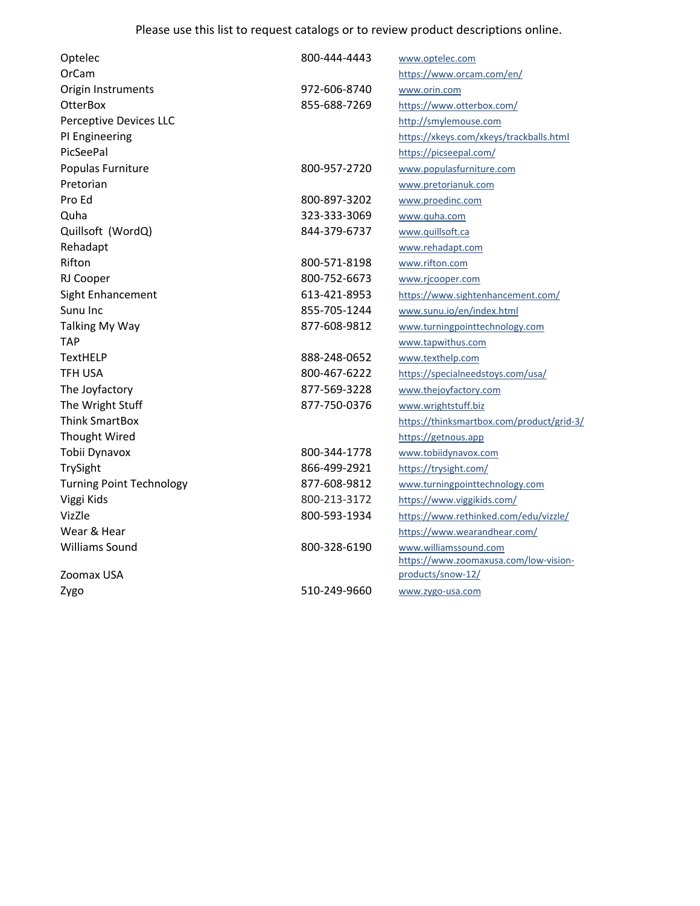Please use this list to request catalogs or to review product descriptions online.

| | | |
|---|---|---|
| Optelec | 800-444-4443 | www.optelec.com |
| OrCam | | https://www.orcam.com/en/ |
| Origin Instruments | 972-606-8740 | www.orin.com |
| OtterBox | 855-688-7269 | https://www.otterbox.com/ |
| Perceptive Devices LLC | | http://smylemouse.com |
| PI Engineering | | https://xkeys.com/xkeys/trackballs.html |
| PicSeePal | | https://picseepal.com/ |
| Populas Furniture | 800-957-2720 | www.populasfurniture.com |
| Pretorian | | www.pretorianuk.com |
| Pro Ed | 800-897-3202 | www.proedinc.com |
| Quha | 323-333-3069 | www.quha.com |
| Quillsoft (WordQ) | 844-379-6737 | www.quillsoft.ca |
| Rehadapt | | www.rehadapt.com |
| Rifton | 800-571-8198 | www.rifton.com |
| RJ Cooper | 800-752-6673 | www.rjcooper.com |
| Sight Enhancement | 613-421-8953 | https://www.sightenhancement.com/ |
| Sunu Inc | 855-705-1244 | www.sunu.io/en/index.html |
| Talking My Way | 877-608-9812 | www.turningpointtechnology.com |
| TAP | | www.tapwithus.com |
| TextHELP | 888-248-0652 | www.texthelp.com |
| TFH USA | 800-467-6222 | https://specialneedstoys.com/usa/ |
| The Joyfactory | 877-569-3228 | www.thejoyfactory.com |
| The Wright Stuff | 877-750-0376 | www.wrightstuff.biz |
| Think SmartBox | | https://thinksmartbox.com/product/grid-3/ |
| Thought Wired | | https://getnous.app |
| Tobii Dynavox | 800-344-1778 | www.tobiidynavox.com |
| TrySight | 866-499-2921 | https://trysight.com/ |
| Turning Point Technology | 877-608-9812 | www.turningpointtechnology.com |
| Viggi Kids | 800-213-3172 | https://www.viggikids.com/ |
| VizZle | 800-593-1934 | https://www.rethinked.com/edu/vizzle/ |
| Wear & Hear | | https://www.wearandhear.com/ |
| Williams Sound | 800-328-6190 | www.williamssound.com |
| Zoomax USA | | https://www.zoomaxusa.com/low-vision-products/snow-12/ |
| Zygo | 510-249-9660 | www.zygo-usa.com |